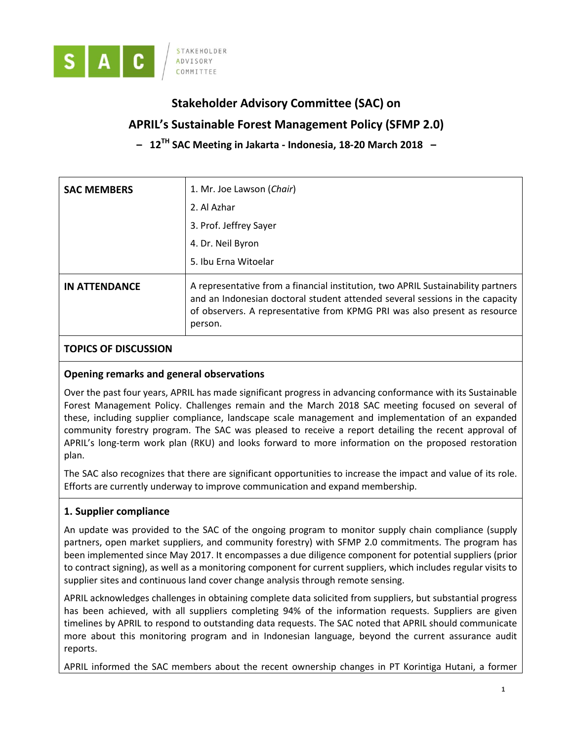SAC | STAKEHOLDER ADVISORY COMMITTEE

# Stakeholder Advisory Committee (SAC) on APRIL's Sustainable Forest Management Policy (SFMP 2.0)

## – 12TH SAC Meeting in Jakarta - Indonesia, 18-20 March 2018 –

| **SAC MEMBERS** | 1. Mr. Joe Lawson (*Chair*)<br>2. Al Azhar<br>3. Prof. Jeffrey Sayer<br>4. Dr. Neil Byron<br>5. Ibu Erna Witoelar |
|---|---|
| **IN ATTENDANCE** | A representative from a financial institution, two APRIL Sustainability partners and an Indonesian doctoral student attended several sessions in the capacity of observers. A representative from KPMG PRI was also present as resource person. |

## TOPICS OF DISCUSSION

### Opening remarks and general observations

Over the past four years, APRIL has made significant progress in advancing conformance with its Sustainable Forest Management Policy. Challenges remain and the March 2018 SAC meeting focused on several of these, including supplier compliance, landscape scale management and implementation of an expanded community forestry program. The SAC was pleased to receive a report detailing the recent approval of APRIL's long-term work plan (RKU) and looks forward to more information on the proposed restoration plan.

The SAC also recognizes that there are significant opportunities to increase the impact and value of its role. Efforts are currently underway to improve communication and expand membership.

### 1. Supplier compliance

An update was provided to the SAC of the ongoing program to monitor supply chain compliance (supply partners, open market suppliers, and community forestry) with SFMP 2.0 commitments. The program has been implemented since May 2017. It encompasses a due diligence component for potential suppliers (prior to contract signing), as well as a monitoring component for current suppliers, which includes regular visits to supplier sites and continuous land cover change analysis through remote sensing.

APRIL acknowledges challenges in obtaining complete data solicited from suppliers, but substantial progress has been achieved, with all suppliers completing 94% of the information requests. Suppliers are given timelines by APRIL to respond to outstanding data requests. The SAC noted that APRIL should communicate more about this monitoring program and in Indonesian language, beyond the current assurance audit reports.

APRIL informed the SAC members about the recent ownership changes in PT Korintiga Hutani, a former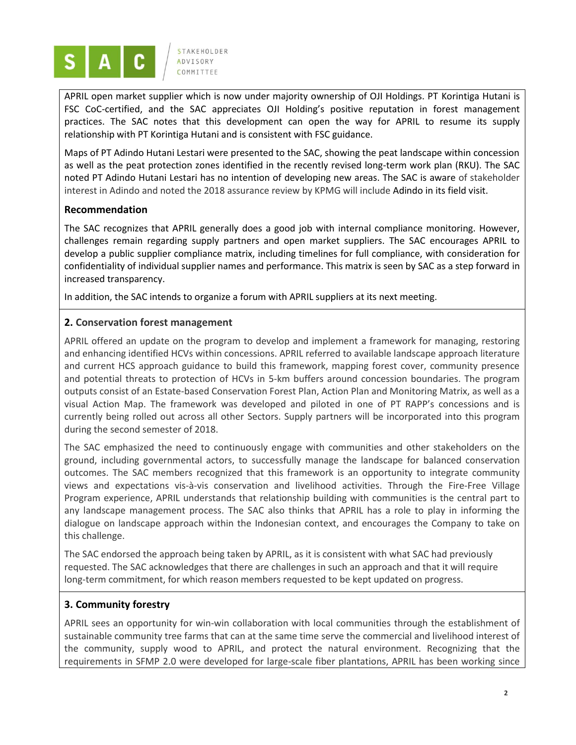APRIL open market supplier which is now under majority ownership of OJI Holdings. PT Korintiga Hutani is FSC CoC-certified, and the SAC appreciates OJI Holding's positive reputation in forest management practices. The SAC notes that this development can open the way for APRIL to resume its supply relationship with PT Korintiga Hutani and is consistent with FSC guidance.

Maps of PT Adindo Hutani Lestari were presented to the SAC, showing the peat landscape within concession as well as the peat protection zones identified in the recently revised long-term work plan (RKU). The SAC noted PT Adindo Hutani Lestari has no intention of developing new areas. The SAC is aware of stakeholder interest in Adindo and noted the 2018 assurance review by KPMG will include Adindo in its field visit.

### Recommendation

The SAC recognizes that APRIL generally does a good job with internal compliance monitoring. However, challenges remain regarding supply partners and open market suppliers. The SAC encourages APRIL to develop a public supplier compliance matrix, including timelines for full compliance, with consideration for confidentiality of individual supplier names and performance. This matrix is seen by SAC as a step forward in increased transparency.

In addition, the SAC intends to organize a forum with APRIL suppliers at its next meeting.

## 2. Conservation forest management

APRIL offered an update on the program to develop and implement a framework for managing, restoring and enhancing identified HCVs within concessions. APRIL referred to available landscape approach literature and current HCS approach guidance to build this framework, mapping forest cover, community presence and potential threats to protection of HCVs in 5-km buffers around concession boundaries. The program outputs consist of an Estate-based Conservation Forest Plan, Action Plan and Monitoring Matrix, as well as a visual Action Map. The framework was developed and piloted in one of PT RAPP's concessions and is currently being rolled out across all other Sectors. Supply partners will be incorporated into this program during the second semester of 2018.

The SAC emphasized the need to continuously engage with communities and other stakeholders on the ground, including governmental actors, to successfully manage the landscape for balanced conservation outcomes. The SAC members recognized that this framework is an opportunity to integrate community views and expectations vis-à-vis conservation and livelihood activities. Through the Fire-Free Village Program experience, APRIL understands that relationship building with communities is the central part to any landscape management process. The SAC also thinks that APRIL has a role to play in informing the dialogue on landscape approach within the Indonesian context, and encourages the Company to take on this challenge.

The SAC endorsed the approach being taken by APRIL, as it is consistent with what SAC had previously requested. The SAC acknowledges that there are challenges in such an approach and that it will require long-term commitment, for which reason members requested to be kept updated on progress.

## 3. Community forestry

APRIL sees an opportunity for win-win collaboration with local communities through the establishment of sustainable community tree farms that can at the same time serve the commercial and livelihood interest of the community, supply wood to APRIL, and protect the natural environment. Recognizing that the requirements in SFMP 2.0 were developed for large-scale fiber plantations, APRIL has been working since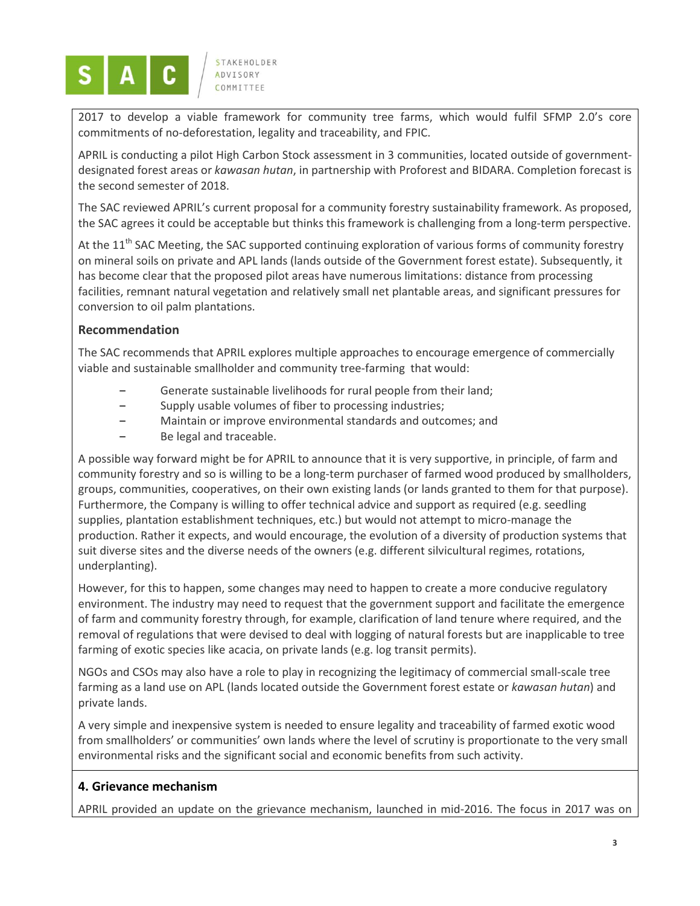2017 to develop a viable framework for community tree farms, which would fulfil SFMP 2.0's core commitments of no-deforestation, legality and traceability, and FPIC.

APRIL is conducting a pilot High Carbon Stock assessment in 3 communities, located outside of government-designated forest areas or *kawasan hutan*, in partnership with Proforest and BIDARA. Completion forecast is the second semester of 2018.

The SAC reviewed APRIL's current proposal for a community forestry sustainability framework. As proposed, the SAC agrees it could be acceptable but thinks this framework is challenging from a long-term perspective.

At the 11th SAC Meeting, the SAC supported continuing exploration of various forms of community forestry on mineral soils on private and APL lands (lands outside of the Government forest estate). Subsequently, it has become clear that the proposed pilot areas have numerous limitations: distance from processing facilities, remnant natural vegetation and relatively small net plantable areas, and significant pressures for conversion to oil palm plantations.

### Recommendation

The SAC recommends that APRIL explores multiple approaches to encourage emergence of commercially viable and sustainable smallholder and community tree-farming that would:

- Generate sustainable livelihoods for rural people from their land;
- Supply usable volumes of fiber to processing industries;
- Maintain or improve environmental standards and outcomes; and
- Be legal and traceable.

A possible way forward might be for APRIL to announce that it is very supportive, in principle, of farm and community forestry and so is willing to be a long-term purchaser of farmed wood produced by smallholders, groups, communities, cooperatives, on their own existing lands (or lands granted to them for that purpose). Furthermore, the Company is willing to offer technical advice and support as required (e.g. seedling supplies, plantation establishment techniques, etc.) but would not attempt to micro-manage the production. Rather it expects, and would encourage, the evolution of a diversity of production systems that suit diverse sites and the diverse needs of the owners (e.g. different silvicultural regimes, rotations, underplanting).

However, for this to happen, some changes may need to happen to create a more conducive regulatory environment. The industry may need to request that the government support and facilitate the emergence of farm and community forestry through, for example, clarification of land tenure where required, and the removal of regulations that were devised to deal with logging of natural forests but are inapplicable to tree farming of exotic species like acacia, on private lands (e.g. log transit permits).

NGOs and CSOs may also have a role to play in recognizing the legitimacy of commercial small-scale tree farming as a land use on APL (lands located outside the Government forest estate or *kawasan hutan*) and private lands.

A very simple and inexpensive system is needed to ensure legality and traceability of farmed exotic wood from smallholders' or communities' own lands where the level of scrutiny is proportionate to the very small environmental risks and the significant social and economic benefits from such activity.

## 4. Grievance mechanism

APRIL provided an update on the grievance mechanism, launched in mid-2016. The focus in 2017 was on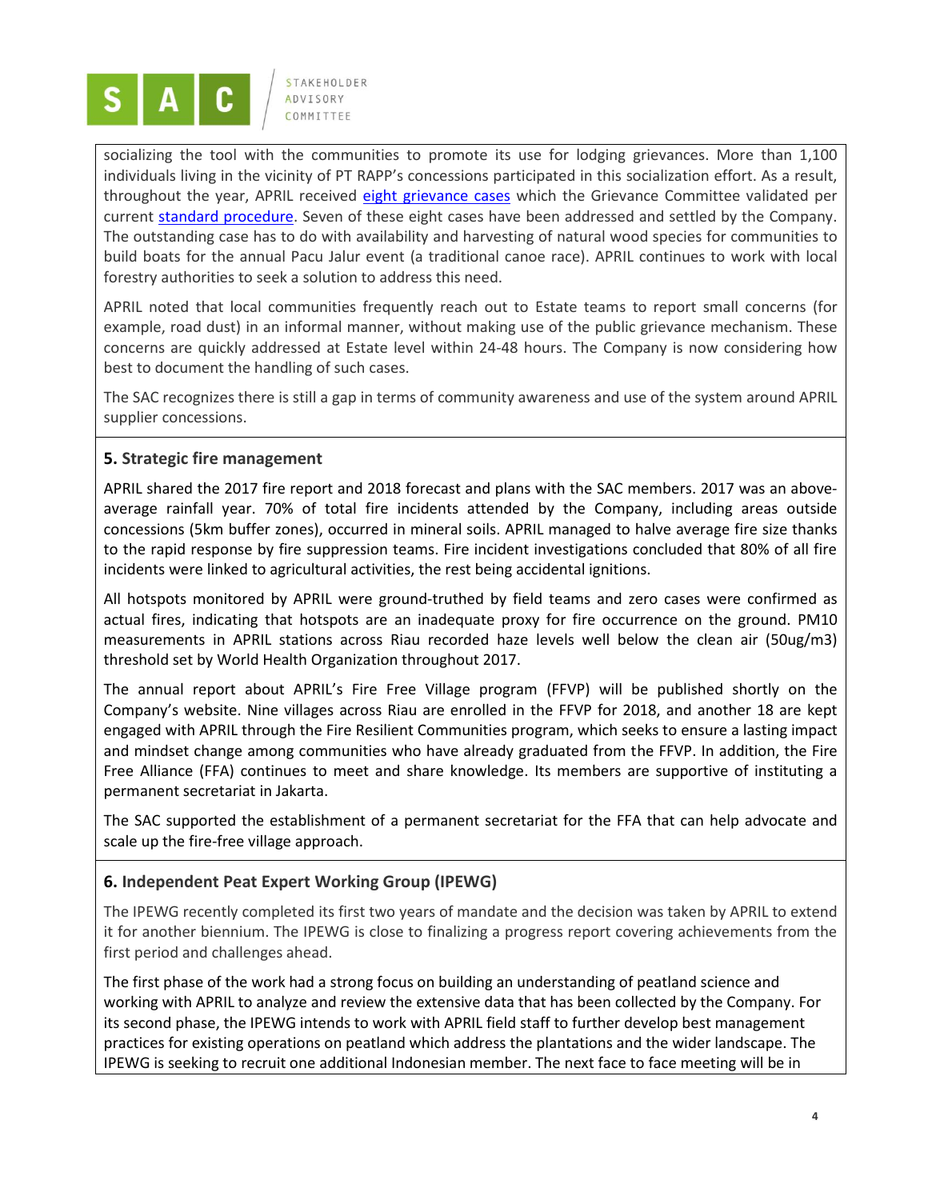socializing the tool with the communities to promote its use for lodging grievances. More than 1,100 individuals living in the vicinity of PT RAPP's concessions participated in this socialization effort. As a result, throughout the year, APRIL received eight grievance cases which the Grievance Committee validated per current standard procedure. Seven of these eight cases have been addressed and settled by the Company. The outstanding case has to do with availability and harvesting of natural wood species for communities to build boats for the annual Pacu Jalur event (a traditional canoe race). APRIL continues to work with local forestry authorities to seek a solution to address this need.

APRIL noted that local communities frequently reach out to Estate teams to report small concerns (for example, road dust) in an informal manner, without making use of the public grievance mechanism. These concerns are quickly addressed at Estate level within 24-48 hours. The Company is now considering how best to document the handling of such cases.

The SAC recognizes there is still a gap in terms of community awareness and use of the system around APRIL supplier concessions.

## 5. Strategic fire management

APRIL shared the 2017 fire report and 2018 forecast and plans with the SAC members. 2017 was an above-average rainfall year. 70% of total fire incidents attended by the Company, including areas outside concessions (5km buffer zones), occurred in mineral soils. APRIL managed to halve average fire size thanks to the rapid response by fire suppression teams. Fire incident investigations concluded that 80% of all fire incidents were linked to agricultural activities, the rest being accidental ignitions.

All hotspots monitored by APRIL were ground-truthed by field teams and zero cases were confirmed as actual fires, indicating that hotspots are an inadequate proxy for fire occurrence on the ground. PM10 measurements in APRIL stations across Riau recorded haze levels well below the clean air (50ug/m3) threshold set by World Health Organization throughout 2017.

The annual report about APRIL's Fire Free Village program (FFVP) will be published shortly on the Company's website. Nine villages across Riau are enrolled in the FFVP for 2018, and another 18 are kept engaged with APRIL through the Fire Resilient Communities program, which seeks to ensure a lasting impact and mindset change among communities who have already graduated from the FFVP. In addition, the Fire Free Alliance (FFA) continues to meet and share knowledge. Its members are supportive of instituting a permanent secretariat in Jakarta.

The SAC supported the establishment of a permanent secretariat for the FFA that can help advocate and scale up the fire-free village approach.

## 6. Independent Peat Expert Working Group (IPEWG)

The IPEWG recently completed its first two years of mandate and the decision was taken by APRIL to extend it for another biennium. The IPEWG is close to finalizing a progress report covering achievements from the first period and challenges ahead.

The first phase of the work had a strong focus on building an understanding of peatland science and working with APRIL to analyze and review the extensive data that has been collected by the Company. For its second phase, the IPEWG intends to work with APRIL field staff to further develop best management practices for existing operations on peatland which address the plantations and the wider landscape. The IPEWG is seeking to recruit one additional Indonesian member. The next face to face meeting will be in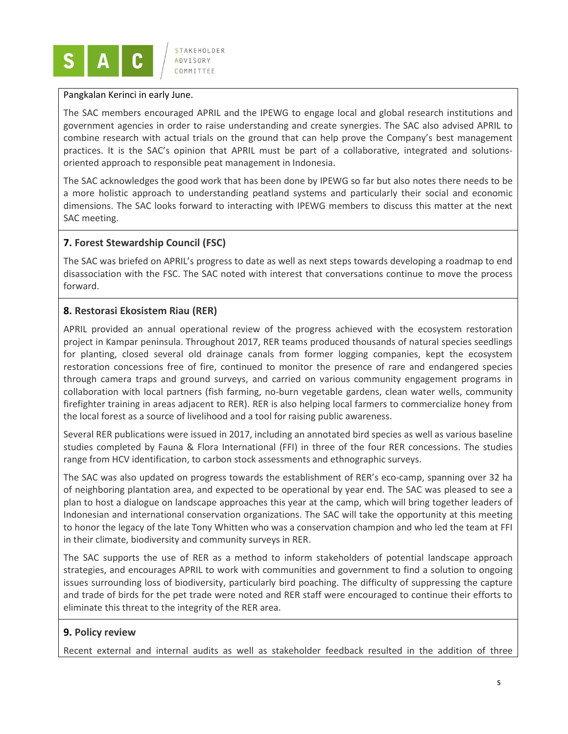Pangkalan Kerinci in early June.

The SAC members encouraged APRIL and the IPEWG to engage local and global research institutions and government agencies in order to raise understanding and create synergies. The SAC also advised APRIL to combine research with actual trials on the ground that can help prove the Company's best management practices. It is the SAC's opinion that APRIL must be part of a collaborative, integrated and solutions-oriented approach to responsible peat management in Indonesia.

The SAC acknowledges the good work that has been done by IPEWG so far but also notes there needs to be a more holistic approach to understanding peatland systems and particularly their social and economic dimensions. The SAC looks forward to interacting with IPEWG members to discuss this matter at the next SAC meeting.

## 7. Forest Stewardship Council (FSC)

The SAC was briefed on APRIL's progress to date as well as next steps towards developing a roadmap to end disassociation with the FSC. The SAC noted with interest that conversations continue to move the process forward.

## 8. Restorasi Ekosistem Riau (RER)

APRIL provided an annual operational review of the progress achieved with the ecosystem restoration project in Kampar peninsula. Throughout 2017, RER teams produced thousands of natural species seedlings for planting, closed several old drainage canals from former logging companies, kept the ecosystem restoration concessions free of fire, continued to monitor the presence of rare and endangered species through camera traps and ground surveys, and carried on various community engagement programs in collaboration with local partners (fish farming, no-burn vegetable gardens, clean water wells, community firefighter training in areas adjacent to RER). RER is also helping local farmers to commercialize honey from the local forest as a source of livelihood and a tool for raising public awareness.

Several RER publications were issued in 2017, including an annotated bird species as well as various baseline studies completed by Fauna & Flora International (FFI) in three of the four RER concessions. The studies range from HCV identification, to carbon stock assessments and ethnographic surveys.

The SAC was also updated on progress towards the establishment of RER's eco-camp, spanning over 32 ha of neighboring plantation area, and expected to be operational by year end. The SAC was pleased to see a plan to host a dialogue on landscape approaches this year at the camp, which will bring together leaders of Indonesian and international conservation organizations. The SAC will take the opportunity at this meeting to honor the legacy of the late Tony Whitten who was a conservation champion and who led the team at FFI in their climate, biodiversity and community surveys in RER.

The SAC supports the use of RER as a method to inform stakeholders of potential landscape approach strategies, and encourages APRIL to work with communities and government to find a solution to ongoing issues surrounding loss of biodiversity, particularly bird poaching. The difficulty of suppressing the capture and trade of birds for the pet trade were noted and RER staff were encouraged to continue their efforts to eliminate this threat to the integrity of the RER area.

## 9. Policy review

Recent external and internal audits as well as stakeholder feedback resulted in the addition of three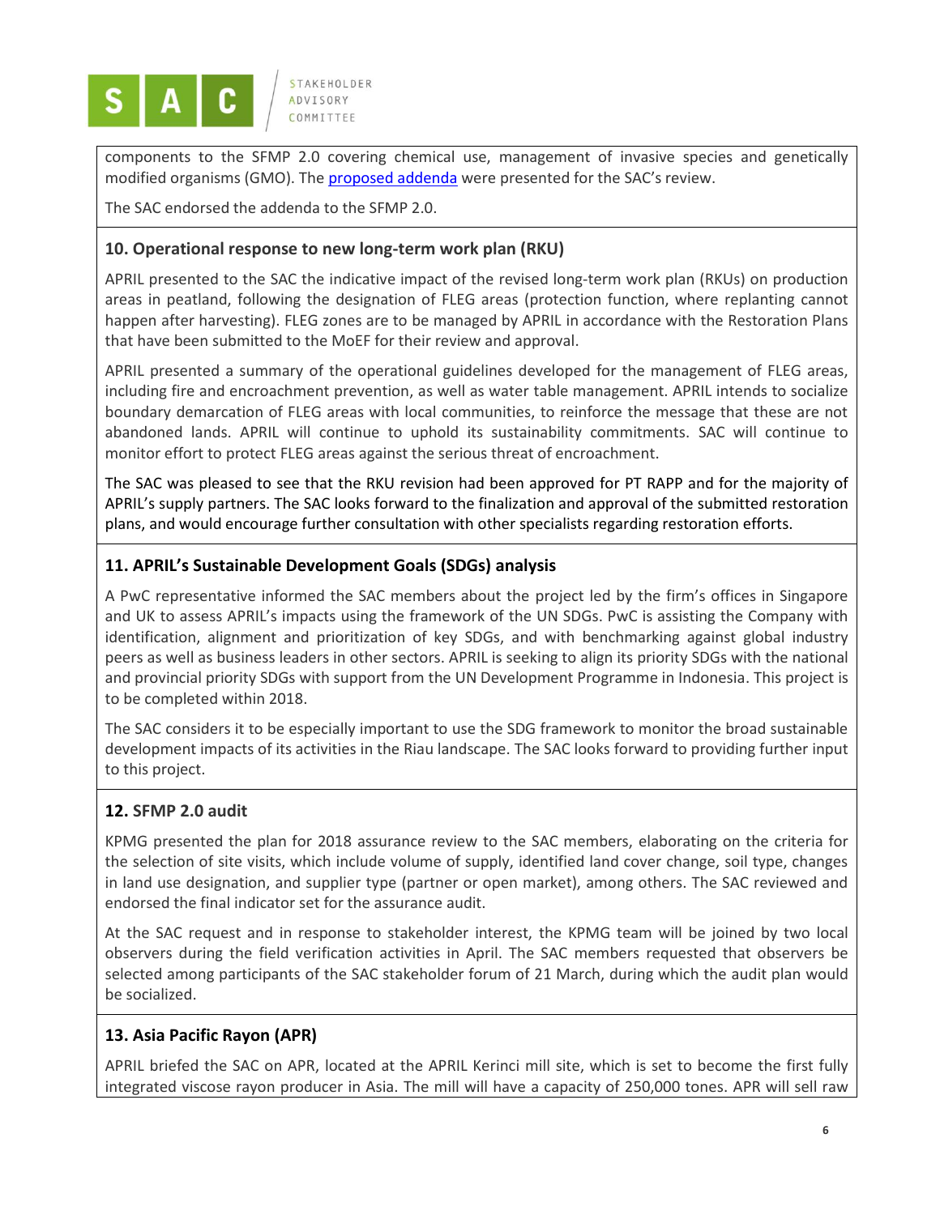components to the SFMP 2.0 covering chemical use, management of invasive species and genetically modified organisms (GMO). The proposed addenda were presented for the SAC's review.

The SAC endorsed the addenda to the SFMP 2.0.

## 10. Operational response to new long-term work plan (RKU)

APRIL presented to the SAC the indicative impact of the revised long-term work plan (RKUs) on production areas in peatland, following the designation of FLEG areas (protection function, where replanting cannot happen after harvesting). FLEG zones are to be managed by APRIL in accordance with the Restoration Plans that have been submitted to the MoEF for their review and approval.

APRIL presented a summary of the operational guidelines developed for the management of FLEG areas, including fire and encroachment prevention, as well as water table management. APRIL intends to socialize boundary demarcation of FLEG areas with local communities, to reinforce the message that these are not abandoned lands. APRIL will continue to uphold its sustainability commitments. SAC will continue to monitor effort to protect FLEG areas against the serious threat of encroachment.

The SAC was pleased to see that the RKU revision had been approved for PT RAPP and for the majority of APRIL's supply partners. The SAC looks forward to the finalization and approval of the submitted restoration plans, and would encourage further consultation with other specialists regarding restoration efforts.

## 11. APRIL's Sustainable Development Goals (SDGs) analysis

A PwC representative informed the SAC members about the project led by the firm's offices in Singapore and UK to assess APRIL's impacts using the framework of the UN SDGs. PwC is assisting the Company with identification, alignment and prioritization of key SDGs, and with benchmarking against global industry peers as well as business leaders in other sectors. APRIL is seeking to align its priority SDGs with the national and provincial priority SDGs with support from the UN Development Programme in Indonesia. This project is to be completed within 2018.

The SAC considers it to be especially important to use the SDG framework to monitor the broad sustainable development impacts of its activities in the Riau landscape. The SAC looks forward to providing further input to this project.

## 12. SFMP 2.0 audit

KPMG presented the plan for 2018 assurance review to the SAC members, elaborating on the criteria for the selection of site visits, which include volume of supply, identified land cover change, soil type, changes in land use designation, and supplier type (partner or open market), among others. The SAC reviewed and endorsed the final indicator set for the assurance audit.

At the SAC request and in response to stakeholder interest, the KPMG team will be joined by two local observers during the field verification activities in April. The SAC members requested that observers be selected among participants of the SAC stakeholder forum of 21 March, during which the audit plan would be socialized.

## 13. Asia Pacific Rayon (APR)

APRIL briefed the SAC on APR, located at the APRIL Kerinci mill site, which is set to become the first fully integrated viscose rayon producer in Asia. The mill will have a capacity of 250,000 tones. APR will sell raw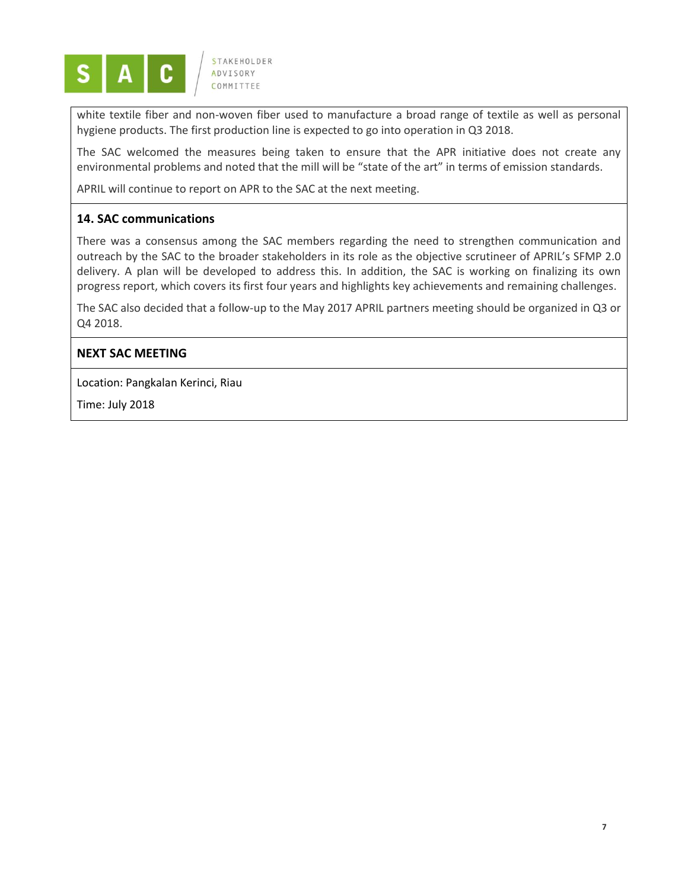white textile fiber and non-woven fiber used to manufacture a broad range of textile as well as personal hygiene products. The first production line is expected to go into operation in Q3 2018.

The SAC welcomed the measures being taken to ensure that the APR initiative does not create any environmental problems and noted that the mill will be "state of the art" in terms of emission standards.

APRIL will continue to report on APR to the SAC at the next meeting.

## 14. SAC communications

There was a consensus among the SAC members regarding the need to strengthen communication and outreach by the SAC to the broader stakeholders in its role as the objective scrutineer of APRIL's SFMP 2.0 delivery. A plan will be developed to address this. In addition, the SAC is working on finalizing its own progress report, which covers its first four years and highlights key achievements and remaining challenges.

The SAC also decided that a follow-up to the May 2017 APRIL partners meeting should be organized in Q3 or Q4 2018.

## NEXT SAC MEETING

Location: Pangkalan Kerinci, Riau

Time: July 2018